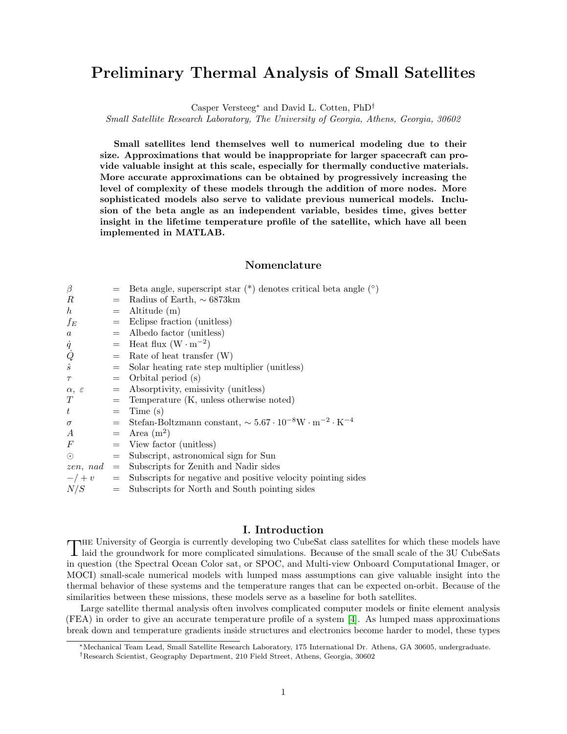# Preliminary Thermal Analysis of Small Satellites

Casper Versteeg[*] and David L. Cotten, PhD[†]

*Small Satellite Research Laboratory, The University of Georgia, Athens, Georgia, 30602*

**Small satellites lend themselves well to numerical modeling due to their size. Approximations that would be inappropriate for larger spacecraft can provide valuable insight at this scale, especially for thermally conductive materials. More accurate approximations can be obtained by progressively increasing the level of complexity of these models through the addition of more nodes. More sophisticated models also serve to validate previous numerical models. Inclusion of the beta angle as an independent variable, besides time, gives better insight in the lifetime temperature profile of the satellite, which have all been implemented in MATLAB.**

## Nomenclature

| | | |
|---|---|---|
| $\beta$ | = | Beta angle, superscript star (*) denotes critical beta angle (°) |
| $R$ | = | Radius of Earth, $\sim 6873$km |
| $h$ | = | Altitude (m) |
| $f_E$ | = | Eclipse fraction (unitless) |
| $a$ | = | Albedo factor (unitless) |
| $\dot{q}$ | = | Heat flux ($\mathrm{W \cdot m^{-2}}$) |
| $\dot{Q}$ | = | Rate of heat transfer (W) |
| $\hat{s}$ | = | Solar heating rate step multiplier (unitless) |
| $\tau$ | = | Orbital period (s) |
| $\alpha,\ \varepsilon$ | = | Absorptivity, emissivity (unitless) |
| $T$ | = | Temperature (K, unless otherwise noted) |
| $t$ | = | Time (s) |
| $\sigma$ | = | Stefan-Boltzmann constant, $\sim 5.67 \cdot 10^{-8}\mathrm{W \cdot m^{-2} \cdot K^{-4}}$ |
| $A$ | = | Area ($\mathrm{m^2}$) |
| $F$ | = | View factor (unitless) |
| $\odot$ | = | Subscript, astronomical sign for Sun |
| $zen,\ nad$ | = | Subscripts for Zenith and Nadir sides |
| $-/+v$ | = | Subscripts for negative and positive velocity pointing sides |
| $N/S$ | = | Subscripts for North and South pointing sides |

## I. Introduction

The University of Georgia is currently developing two CubeSat class satellites for which these models have laid the groundwork for more complicated simulations. Because of the small scale of the 3U CubeSats in question (the Spectral Ocean Color sat, or SPOC, and Multi-view Onboard Computational Imager, or MOCI) small-scale numerical models with lumped mass assumptions can give valuable insight into the thermal behavior of these systems and the temperature ranges that can be expected on-orbit. Because of the similarities between these missions, these models serve as a baseline for both satellites.

Large satellite thermal analysis often involves complicated computer models or finite element analysis (FEA) in order to give an accurate temperature profile of a system [4]. As lumped mass approximations break down and temperature gradients inside structures and electronics become harder to model, these types

[*] Mechanical Team Lead, Small Satellite Research Laboratory, 175 International Dr. Athens, GA 30605, undergraduate.

[†] Research Scientist, Geography Department, 210 Field Street, Athens, Georgia, 30602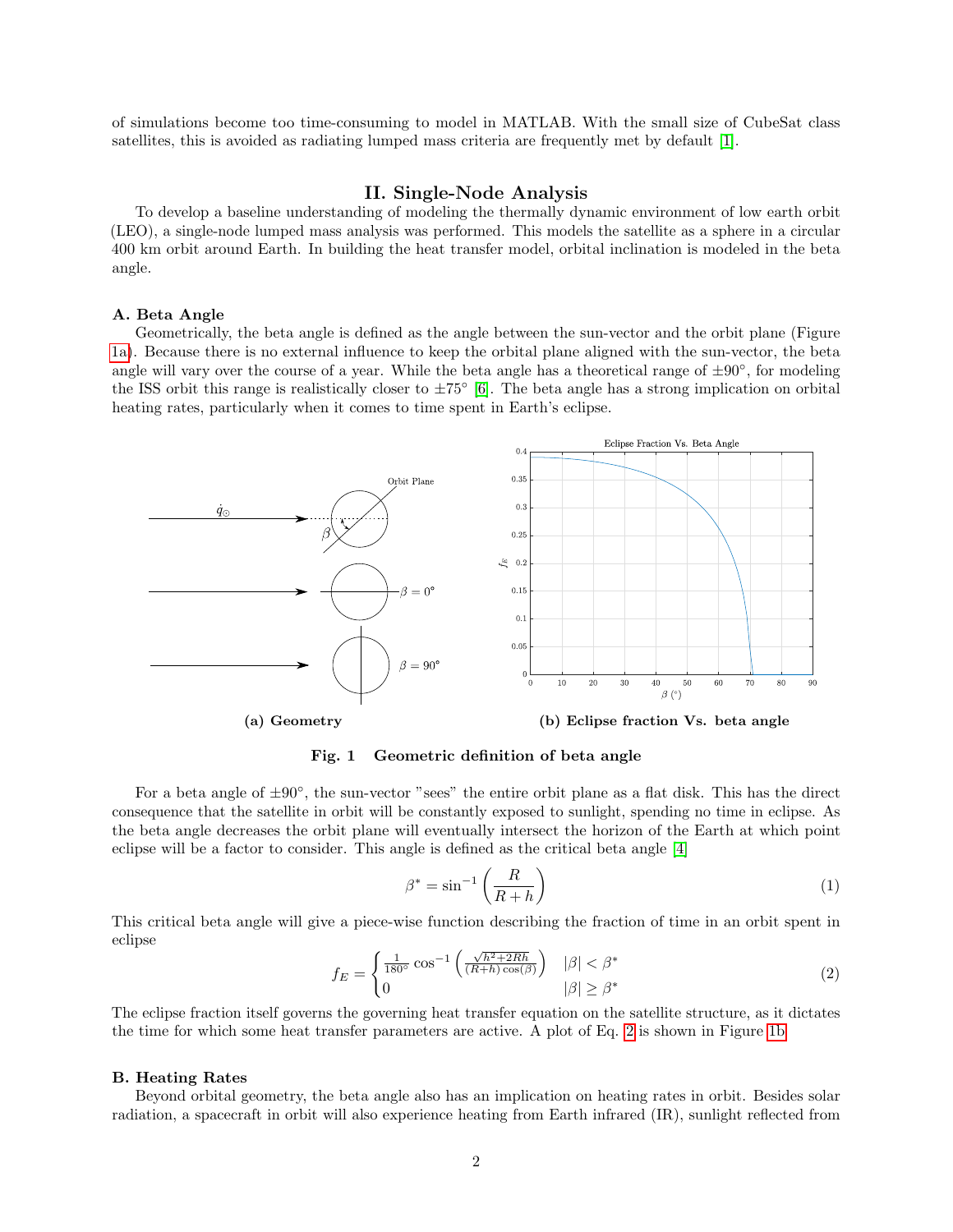of simulations become too time-consuming to model in MATLAB. With the small size of CubeSat class satellites, this is avoided as radiating lumped mass criteria are frequently met by default [1].

## II. Single-Node Analysis

To develop a baseline understanding of modeling the thermally dynamic environment of low earth orbit (LEO), a single-node lumped mass analysis was performed. This models the satellite as a sphere in a circular 400 km orbit around Earth. In building the heat transfer model, orbital inclination is modeled in the beta angle.

### A. Beta Angle

Geometrically, the beta angle is defined as the angle between the sun-vector and the orbit plane (Figure 1a). Because there is no external influence to keep the orbital plane aligned with the sun-vector, the beta angle will vary over the course of a year. While the beta angle has a theoretical range of $\pm 90°$, for modeling the ISS orbit this range is realistically closer to $\pm 75°$ [6]. The beta angle has a strong implication on orbital heating rates, particularly when it comes to time spent in Earth's eclipse.

**(a) Geometry** **(b) Eclipse fraction Vs. beta angle**

**Fig. 1 Geometric definition of beta angle**

For a beta angle of $\pm 90°$, the sun-vector "sees" the entire orbit plane as a flat disk. This has the direct consequence that the satellite in orbit will be constantly exposed to sunlight, spending no time in eclipse. As the beta angle decreases the orbit plane will eventually intersect the horizon of the Earth at which point eclipse will be a factor to consider. This angle is defined as the critical beta angle [4]

$$\beta^* = \sin^{-1}\left(\frac{R}{R+h}\right) \tag{1}$$

This critical beta angle will give a piece-wise function describing the fraction of time in an orbit spent in eclipse

$$f_E = \begin{cases} \frac{1}{180°}\cos^{-1}\left(\frac{\sqrt{h^2+2Rh}}{(R+h)\cos(\beta)}\right) & |\beta| < \beta^* \\ 0 & |\beta| \geq \beta^* \end{cases} \tag{2}$$

The eclipse fraction itself governs the governing heat transfer equation on the satellite structure, as it dictates the time for which some heat transfer parameters are active. A plot of Eq. 2 is shown in Figure 1b

### B. Heating Rates

Beyond orbital geometry, the beta angle also has an implication on heating rates in orbit. Besides solar radiation, a spacecraft in orbit will also experience heating from Earth infrared (IR), sunlight reflected from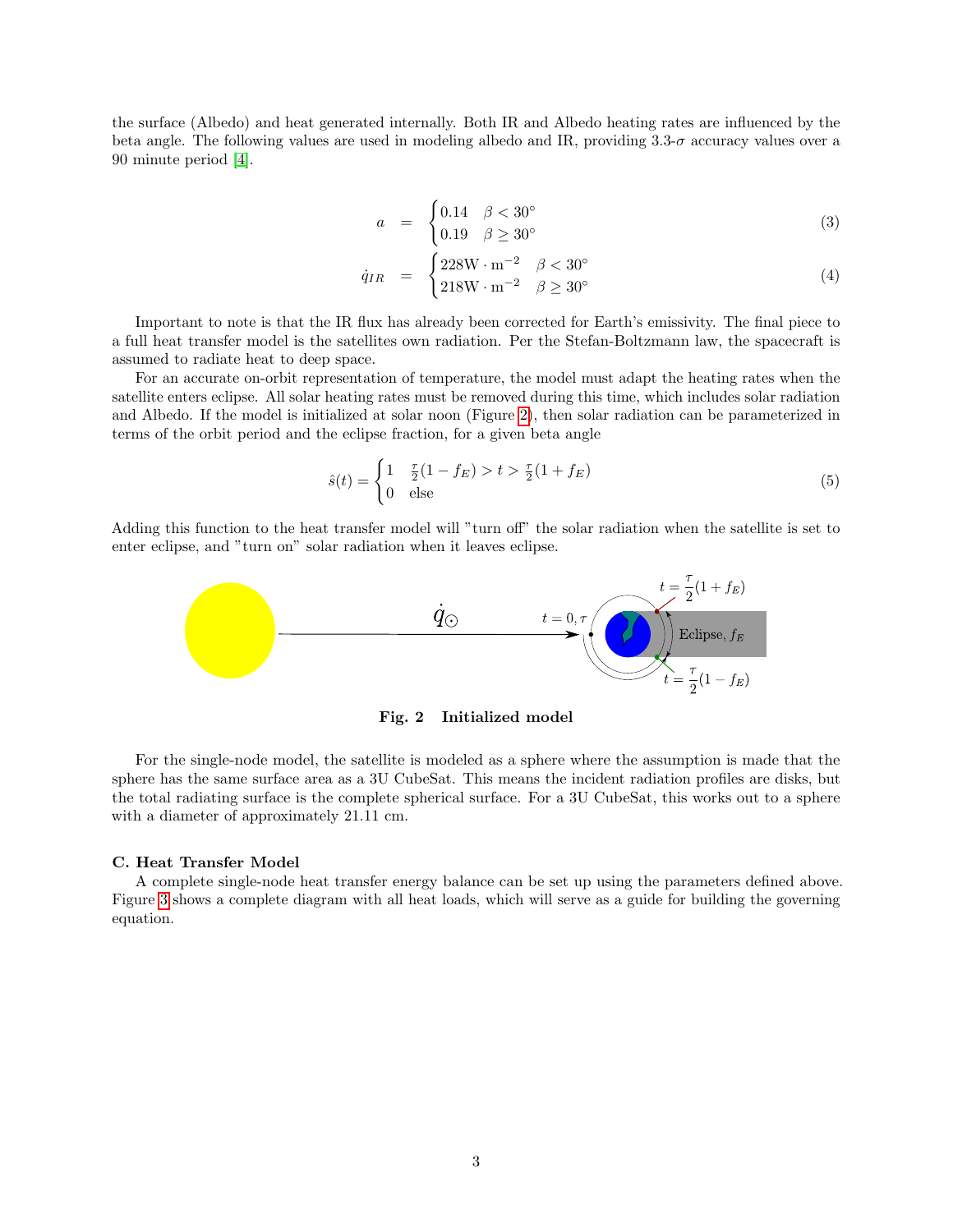the surface (Albedo) and heat generated internally. Both IR and Albedo heating rates are influenced by the beta angle. The following values are used in modeling albedo and IR, providing 3.3-$\sigma$ accuracy values over a 90 minute period [4].

$$a = \begin{cases} 0.14 & \beta < 30^\circ \\ 0.19 & \beta \geq 30^\circ \end{cases} \tag{3}$$

$$\dot{q}_{IR} = \begin{cases} 228\text{W} \cdot \text{m}^{-2} & \beta < 30^\circ \\ 218\text{W} \cdot \text{m}^{-2} & \beta \geq 30^\circ \end{cases} \tag{4}$$

Important to note is that the IR flux has already been corrected for Earth's emissivity. The final piece to a full heat transfer model is the satellites own radiation. Per the Stefan-Boltzmann law, the spacecraft is assumed to radiate heat to deep space.

For an accurate on-orbit representation of temperature, the model must adapt the heating rates when the satellite enters eclipse. All solar heating rates must be removed during this time, which includes solar radiation and Albedo. If the model is initialized at solar noon (Figure 2), then solar radiation can be parameterized in terms of the orbit period and the eclipse fraction, for a given beta angle

$$\hat{s}(t) = \begin{cases} 1 & \frac{\tau}{2}(1 - f_E) > t > \frac{\tau}{2}(1 + f_E) \\ 0 & \text{else} \end{cases} \tag{5}$$

Adding this function to the heat transfer model will "turn off" the solar radiation when the satellite is set to enter eclipse, and "turn on" solar radiation when it leaves eclipse.

**Fig. 2 Initialized model**

For the single-node model, the satellite is modeled as a sphere where the assumption is made that the sphere has the same surface area as a 3U CubeSat. This means the incident radiation profiles are disks, but the total radiating surface is the complete spherical surface. For a 3U CubeSat, this works out to a sphere with a diameter of approximately 21.11 cm.

### C. Heat Transfer Model

A complete single-node heat transfer energy balance can be set up using the parameters defined above. Figure 3 shows a complete diagram with all heat loads, which will serve as a guide for building the governing equation.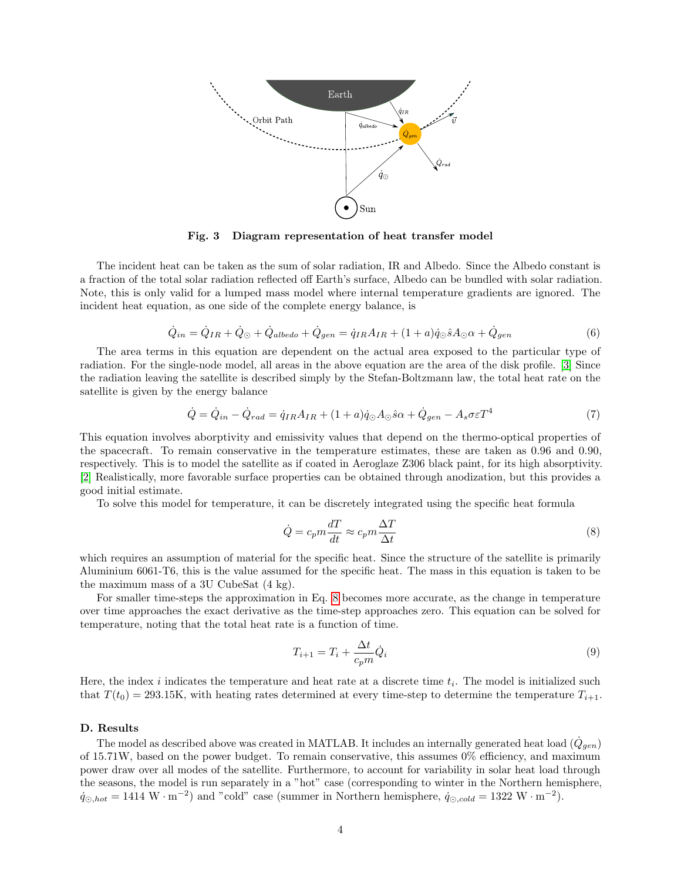Fig. 3 **Diagram representation of heat transfer model**

The incident heat can be taken as the sum of solar radiation, IR and Albedo. Since the Albedo constant is a fraction of the total solar radiation reflected off Earth's surface, Albedo can be bundled with solar radiation. Note, this is only valid for a lumped mass model where internal temperature gradients are ignored. The incident heat equation, as one side of the complete energy balance, is

$$\dot{Q}_{in} = \dot{Q}_{IR} + \dot{Q}_{\odot} + \dot{Q}_{albedo} + \dot{Q}_{gen} = \dot{q}_{IR}A_{IR} + (1+a)\dot{q}_{\odot}\hat{s}A_{\odot}\alpha + \dot{Q}_{gen} \tag{6}$$

The area terms in this equation are dependent on the actual area exposed to the particular type of radiation. For the single-node model, all areas in the above equation are the area of the disk profile. [3] Since the radiation leaving the satellite is described simply by the Stefan-Boltzmann law, the total heat rate on the satellite is given by the energy balance

$$\dot{Q} = \dot{Q}_{in} - \dot{Q}_{rad} = \dot{q}_{IR}A_{IR} + (1+a)\dot{q}_{\odot}A_{\odot}\hat{s}\alpha + \dot{Q}_{gen} - A_s\sigma\varepsilon T^4 \tag{7}$$

This equation involves aborptivity and emissivity values that depend on the thermo-optical properties of the spacecraft. To remain conservative in the temperature estimates, these are taken as 0.96 and 0.90, respectively. This is to model the satellite as if coated in Aeroglaze Z306 black paint, for its high absorptivity. [2] Realistically, more favorable surface properties can be obtained through anodization, but this provides a good initial estimate.

To solve this model for temperature, it can be discretely integrated using the specific heat formula

$$\dot{Q} = c_p m \frac{dT}{dt} \approx c_p m \frac{\Delta T}{\Delta t} \tag{8}$$

which requires an assumption of material for the specific heat. Since the structure of the satellite is primarily Aluminium 6061-T6, this is the value assumed for the specific heat. The mass in this equation is taken to be the maximum mass of a 3U CubeSat (4 kg).

For smaller time-steps the approximation in Eq. 8 becomes more accurate, as the change in temperature over time approaches the exact derivative as the time-step approaches zero. This equation can be solved for temperature, noting that the total heat rate is a function of time.

$$T_{i+1} = T_i + \frac{\Delta t}{c_p m}\dot{Q}_i \tag{9}$$

Here, the index $i$ indicates the temperature and heat rate at a discrete time $t_i$. The model is initialized such that $T(t_0) = 293.15\text{K}$, with heating rates determined at every time-step to determine the temperature $T_{i+1}$.

### D. Results

The model as described above was created in MATLAB. It includes an internally generated heat load ($\dot{Q}_{gen}$) of 15.71W, based on the power budget. To remain conservative, this assumes 0% efficiency, and maximum power draw over all modes of the satellite. Furthermore, to account for variability in solar heat load through the seasons, the model is run separately in a "hot" case (corresponding to winter in the Northern hemisphere, $\dot{q}_{\odot,hot} = 1414 \text{ W}\cdot\text{m}^{-2}$) and "cold" case (summer in Northern hemisphere, $\dot{q}_{\odot,cold} = 1322 \text{ W}\cdot\text{m}^{-2}$).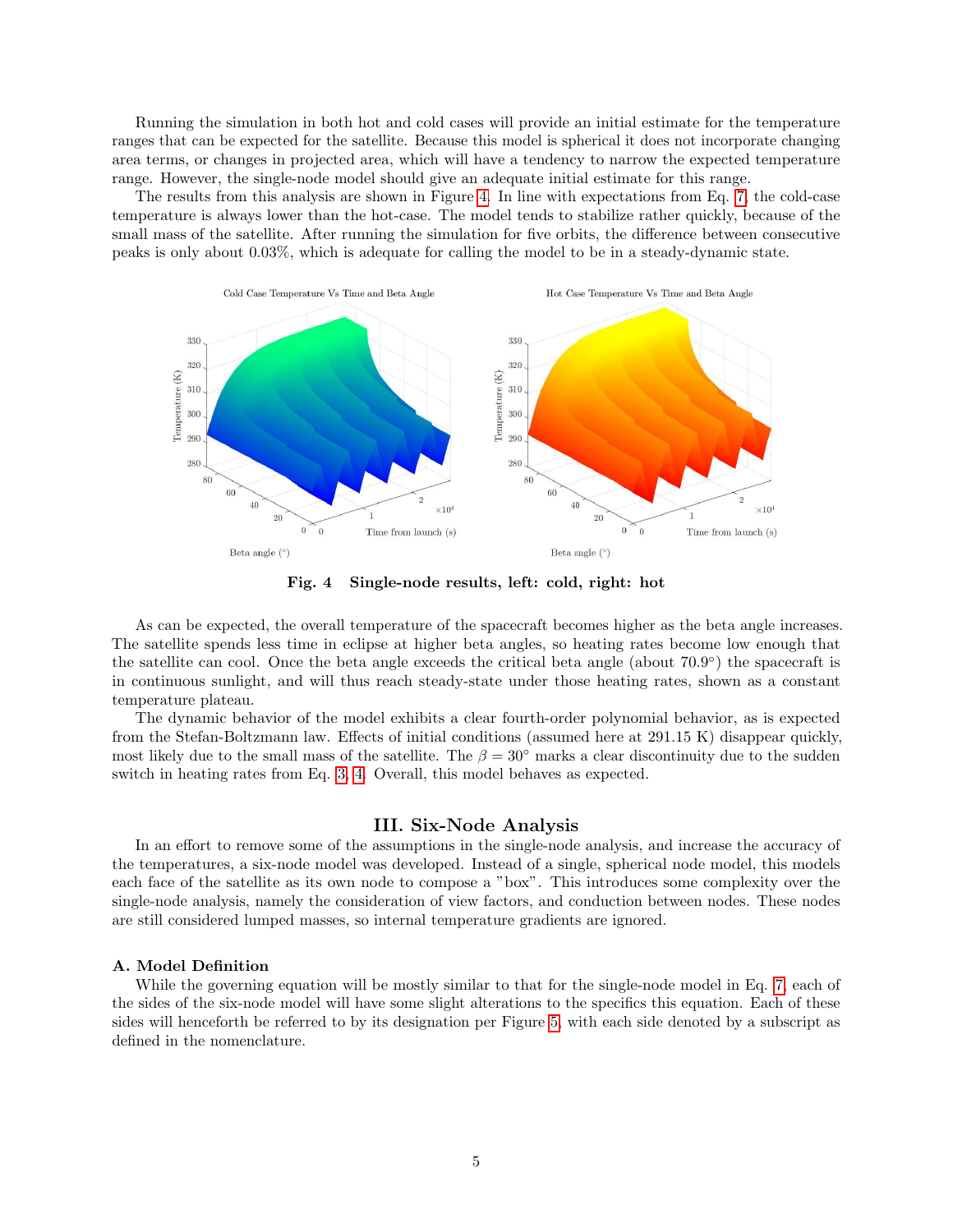Running the simulation in both hot and cold cases will provide an initial estimate for the temperature ranges that can be expected for the satellite. Because this model is spherical it does not incorporate changing area terms, or changes in projected area, which will have a tendency to narrow the expected temperature range. However, the single-node model should give an adequate initial estimate for this range.

The results from this analysis are shown in Figure 4. In line with expectations from Eq. 7, the cold-case temperature is always lower than the hot-case. The model tends to stabilize rather quickly, because of the small mass of the satellite. After running the simulation for five orbits, the difference between consecutive peaks is only about 0.03%, which is adequate for calling the model to be in a steady-dynamic state.

**Fig. 4 Single-node results, left: cold, right: hot**

As can be expected, the overall temperature of the spacecraft becomes higher as the beta angle increases. The satellite spends less time in eclipse at higher beta angles, so heating rates become low enough that the satellite can cool. Once the beta angle exceeds the critical beta angle (about 70.9°) the spacecraft is in continuous sunlight, and will thus reach steady-state under those heating rates, shown as a constant temperature plateau.

The dynamic behavior of the model exhibits a clear fourth-order polynomial behavior, as is expected from the Stefan-Boltzmann law. Effects of initial conditions (assumed here at 291.15 K) disappear quickly, most likely due to the small mass of the satellite. The $\beta = 30°$ marks a clear discontinuity due to the sudden switch in heating rates from Eq. 3, 4. Overall, this model behaves as expected.

## III. Six-Node Analysis

In an effort to remove some of the assumptions in the single-node analysis, and increase the accuracy of the temperatures, a six-node model was developed. Instead of a single, spherical node model, this models each face of the satellite as its own node to compose a "box". This introduces some complexity over the single-node analysis, namely the consideration of view factors, and conduction between nodes. These nodes are still considered lumped masses, so internal temperature gradients are ignored.

### A. Model Definition

While the governing equation will be mostly similar to that for the single-node model in Eq. 7, each of the sides of the six-node model will have some slight alterations to the specifics this equation. Each of these sides will henceforth be referred to by its designation per Figure 5, with each side denoted by a subscript as defined in the nomenclature.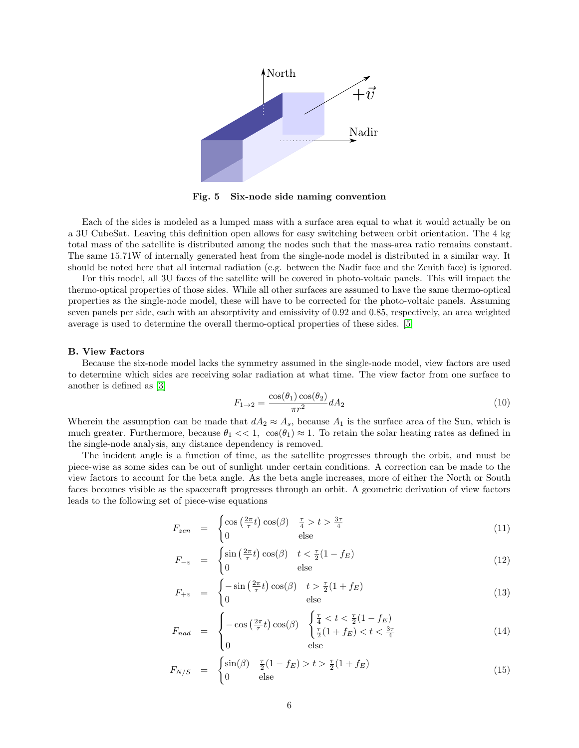Fig. 5 Six-node side naming convention

Each of the sides is modeled as a lumped mass with a surface area equal to what it would actually be on a 3U CubeSat. Leaving this definition open allows for easy switching between orbit orientation. The 4 kg total mass of the satellite is distributed among the nodes such that the mass-area ratio remains constant. The same 15.71W of internally generated heat from the single-node model is distributed in a similar way. It should be noted here that all internal radiation (e.g. between the Nadir face and the Zenith face) is ignored.

For this model, all 3U faces of the satellite will be covered in photo-voltaic panels. This will impact the thermo-optical properties of those sides. While all other surfaces are assumed to have the same thermo-optical properties as the single-node model, these will have to be corrected for the photo-voltaic panels. Assuming seven panels per side, each with an absorptivity and emissivity of 0.92 and 0.85, respectively, an area weighted average is used to determine the overall thermo-optical properties of these sides. [5]

### B. View Factors

Because the six-node model lacks the symmetry assumed in the single-node model, view factors are used to determine which sides are receiving solar radiation at what time. The view factor from one surface to another is defined as [3]

$$F_{1\to 2} = \frac{\cos(\theta_1)\cos(\theta_2)}{\pi r^2} dA_2 \tag{10}$$

Wherein the assumption can be made that $dA_2 \approx A_s$, because $A_1$ is the surface area of the Sun, which is much greater. Furthermore, because $\theta_1 << 1$, $\cos(\theta_1) \approx 1$. To retain the solar heating rates as defined in the single-node analysis, any distance dependency is removed.

The incident angle is a function of time, as the satellite progresses through the orbit, and must be piece-wise as some sides can be out of sunlight under certain conditions. A correction can be made to the view factors to account for the beta angle. As the beta angle increases, more of either the North or South faces becomes visible as the spacecraft progresses through an orbit. A geometric derivation of view factors leads to the following set of piece-wise equations

$$F_{zen} = \begin{cases} \cos\left(\frac{2\pi}{\tau}t\right)\cos(\beta) & \frac{\tau}{4} > t > \frac{3\tau}{4} \\ 0 & \text{else} \end{cases} \tag{11}$$

$$F_{-v} = \begin{cases} \sin\left(\frac{2\pi}{\tau}t\right)\cos(\beta) & t < \frac{\tau}{2}(1-f_E) \\ 0 & \text{else} \end{cases} \tag{12}$$

$$F_{+v} = \begin{cases} -\sin\left(\frac{2\pi}{\tau}t\right)\cos(\beta) & t > \frac{\tau}{2}(1+f_E) \\ 0 & \text{else} \end{cases} \tag{13}$$

$$F_{nad} = \begin{cases} -\cos\left(\frac{2\pi}{\tau}t\right)\cos(\beta) & \begin{cases} \frac{\tau}{4} < t < \frac{\tau}{2}(1-f_E) \\ \frac{\tau}{2}(1+f_E) < t < \frac{3\tau}{4} \end{cases} \\ 0 & \text{else} \end{cases} \tag{14}$$

$$F_{N/S} = \begin{cases} \sin(\beta) & \frac{\tau}{2}(1-f_E) > t > \frac{\tau}{2}(1+f_E) \\ 0 & \text{else} \end{cases} \tag{15}$$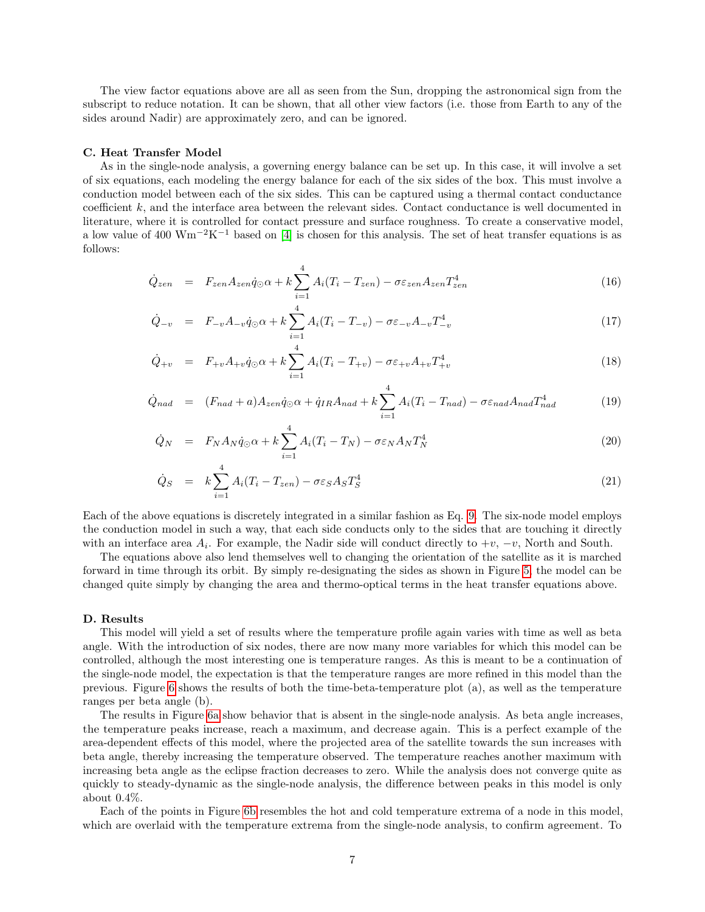The view factor equations above are all as seen from the Sun, dropping the astronomical sign from the subscript to reduce notation. It can be shown, that all other view factors (i.e. those from Earth to any of the sides around Nadir) are approximately zero, and can be ignored.

### C. Heat Transfer Model

As in the single-node analysis, a governing energy balance can be set up. In this case, it will involve a set of six equations, each modeling the energy balance for each of the six sides of the box. This must involve a conduction model between each of the six sides. This can be captured using a thermal contact conductance coefficient $k$, and the interface area between the relevant sides. Contact conductance is well documented in literature, where it is controlled for contact pressure and surface roughness. To create a conservative model, a low value of 400 $\mathrm{Wm^{-2}K^{-1}}$ based on [4] is chosen for this analysis. The set of heat transfer equations is as follows:

$$\dot{Q}_{zen} = F_{zen} A_{zen} \dot{q}_{\odot} \alpha + k \sum_{i=1}^{4} A_i (T_i - T_{zen}) - \sigma \varepsilon_{zen} A_{zen} T_{zen}^4 \tag{16}$$

$$\dot{Q}_{-v} = F_{-v} A_{-v} \dot{q}_{\odot} \alpha + k \sum_{i=1}^{4} A_i (T_i - T_{-v}) - \sigma \varepsilon_{-v} A_{-v} T_{-v}^4 \tag{17}$$

$$\dot{Q}_{+v} = F_{+v} A_{+v} \dot{q}_{\odot} \alpha + k \sum_{i=1}^{4} A_i (T_i - T_{+v}) - \sigma \varepsilon_{+v} A_{+v} T_{+v}^4 \tag{18}$$

$$\dot{Q}_{nad} = (F_{nad} + a) A_{zen} \dot{q}_{\odot} \alpha + \dot{q}_{IR} A_{nad} + k \sum_{i=1}^{4} A_i (T_i - T_{nad}) - \sigma \varepsilon_{nad} A_{nad} T_{nad}^4 \tag{19}$$

$$\dot{Q}_{N} = F_{N} A_{N} \dot{q}_{\odot} \alpha + k \sum_{i=1}^{4} A_i (T_i - T_{N}) - \sigma \varepsilon_{N} A_{N} T_{N}^4 \tag{20}$$

$$\dot{Q}_{S} = k \sum_{i=1}^{4} A_i (T_i - T_{zen}) - \sigma \varepsilon_{S} A_{S} T_{S}^4 \tag{21}$$

Each of the above equations is discretely integrated in a similar fashion as Eq. 9. The six-node model employs the conduction model in such a way, that each side conducts only to the sides that are touching it directly with an interface area $A_i$. For example, the Nadir side will conduct directly to $+v$, $-v$, North and South.

The equations above also lend themselves well to changing the orientation of the satellite as it is marched forward in time through its orbit. By simply re-designating the sides as shown in Figure 5, the model can be changed quite simply by changing the area and thermo-optical terms in the heat transfer equations above.

### D. Results

This model will yield a set of results where the temperature profile again varies with time as well as beta angle. With the introduction of six nodes, there are now many more variables for which this model can be controlled, although the most interesting one is temperature ranges. As this is meant to be a continuation of the single-node model, the expectation is that the temperature ranges are more refined in this model than the previous. Figure 6 shows the results of both the time-beta-temperature plot (a), as well as the temperature ranges per beta angle (b).

The results in Figure 6a show behavior that is absent in the single-node analysis. As beta angle increases, the temperature peaks increase, reach a maximum, and decrease again. This is a perfect example of the area-dependent effects of this model, where the projected area of the satellite towards the sun increases with beta angle, thereby increasing the temperature observed. The temperature reaches another maximum with increasing beta angle as the eclipse fraction decreases to zero. While the analysis does not converge quite as quickly to steady-dynamic as the single-node analysis, the difference between peaks in this model is only about 0.4%.

Each of the points in Figure 6b resembles the hot and cold temperature extrema of a node in this model, which are overlaid with the temperature extrema from the single-node analysis, to confirm agreement. To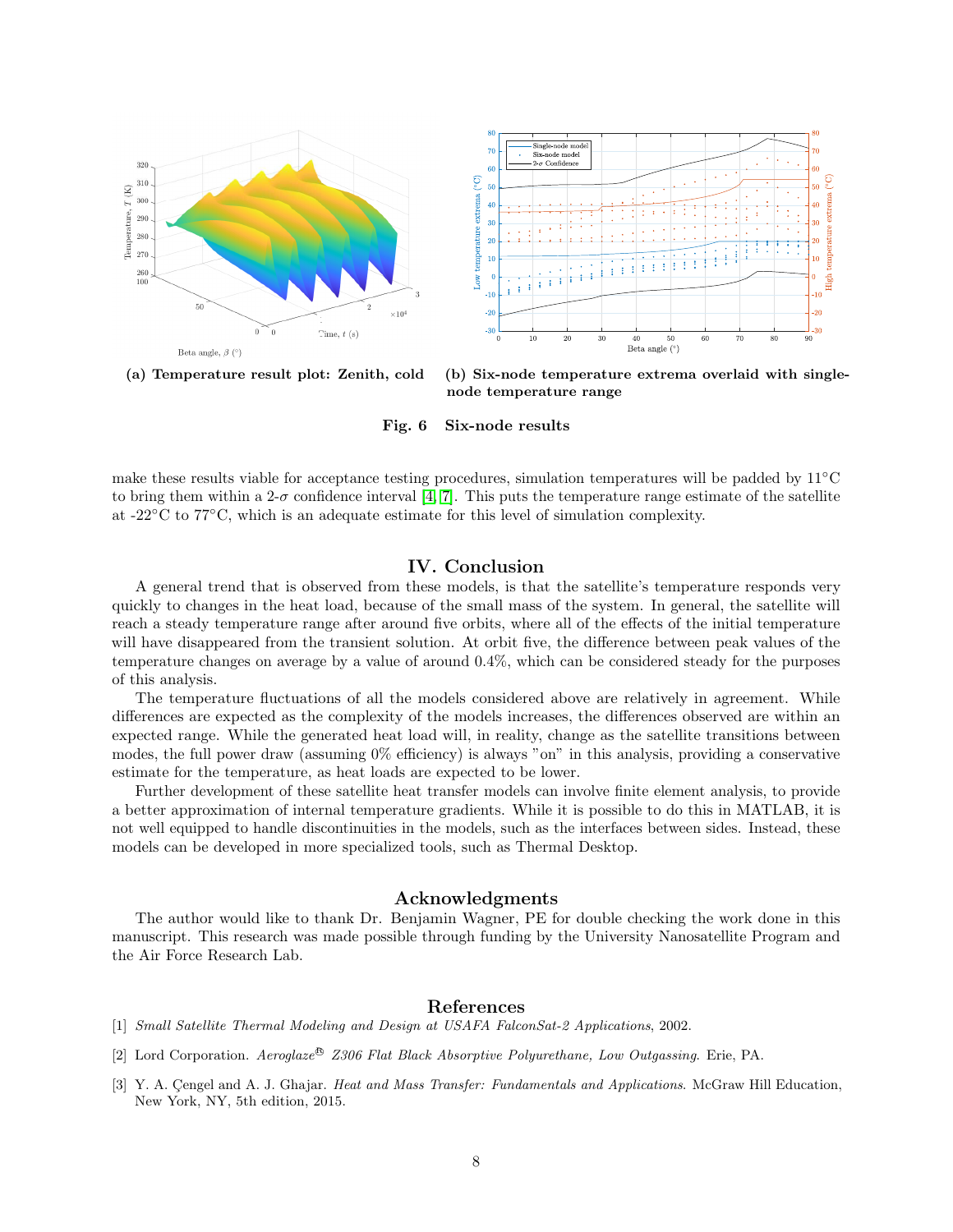(a) **Temperature result plot: Zenith, cold**

(b) **Six-node temperature extrema overlaid with single-node temperature range**

**Fig. 6 Six-node results**

make these results viable for acceptance testing procedures, simulation temperatures will be padded by 11°C to bring them within a 2-$\sigma$ confidence interval [4, 7]. This puts the temperature range estimate of the satellite at -22°C to 77°C, which is an adequate estimate for this level of simulation complexity.

## IV. Conclusion

A general trend that is observed from these models, is that the satellite's temperature responds very quickly to changes in the heat load, because of the small mass of the system. In general, the satellite will reach a steady temperature range after around five orbits, where all of the effects of the initial temperature will have disappeared from the transient solution. At orbit five, the difference between peak values of the temperature changes on average by a value of around 0.4%, which can be considered steady for the purposes of this analysis.

The temperature fluctuations of all the models considered above are relatively in agreement. While differences are expected as the complexity of the models increases, the differences observed are within an expected range. While the generated heat load will, in reality, change as the satellite transitions between modes, the full power draw (assuming 0% efficiency) is always "on" in this analysis, providing a conservative estimate for the temperature, as heat loads are expected to be lower.

Further development of these satellite heat transfer models can involve finite element analysis, to provide a better approximation of internal temperature gradients. While it is possible to do this in MATLAB, it is not well equipped to handle discontinuities in the models, such as the interfaces between sides. Instead, these models can be developed in more specialized tools, such as Thermal Desktop.

## Acknowledgments

The author would like to thank Dr. Benjamin Wagner, PE for double checking the work done in this manuscript. This research was made possible through funding by the University Nanosatellite Program and the Air Force Research Lab.

## References

[1] *Small Satellite Thermal Modeling and Design at USAFA FalconSat-2 Applications*, 2002.

[2] Lord Corporation. *Aeroglaze® Z306 Flat Black Absorptive Polyurethane, Low Outgassing*. Erie, PA.

[3] Y. A. Çengel and A. J. Ghajar. *Heat and Mass Transfer: Fundamentals and Applications*. McGraw Hill Education, New York, NY, 5th edition, 2015.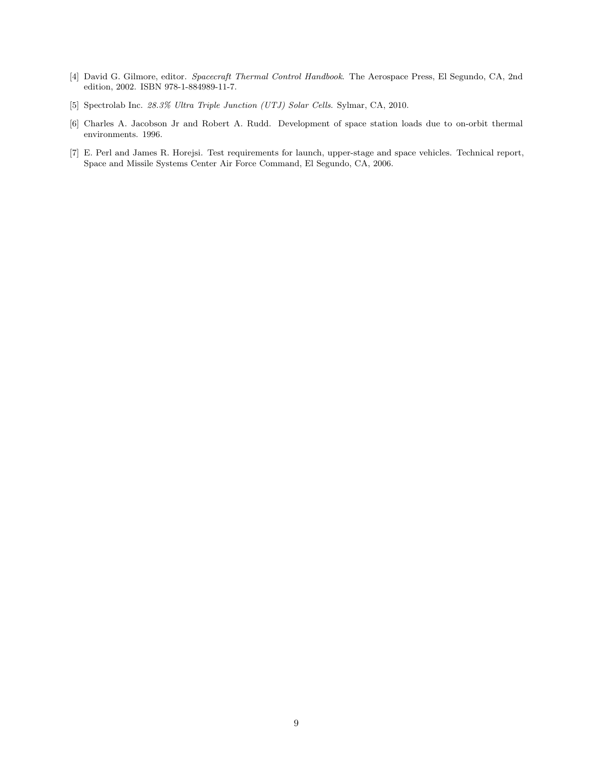[4] David G. Gilmore, editor. *Spacecraft Thermal Control Handbook*. The Aerospace Press, El Segundo, CA, 2nd edition, 2002. ISBN 978-1-884989-11-7.

[5] Spectrolab Inc. *28.3% Ultra Triple Junction (UTJ) Solar Cells*. Sylmar, CA, 2010.

[6] Charles A. Jacobson Jr and Robert A. Rudd. Development of space station loads due to on-orbit thermal environments. 1996.

[7] E. Perl and James R. Horejsi. Test requirements for launch, upper-stage and space vehicles. Technical report, Space and Missile Systems Center Air Force Command, El Segundo, CA, 2006.